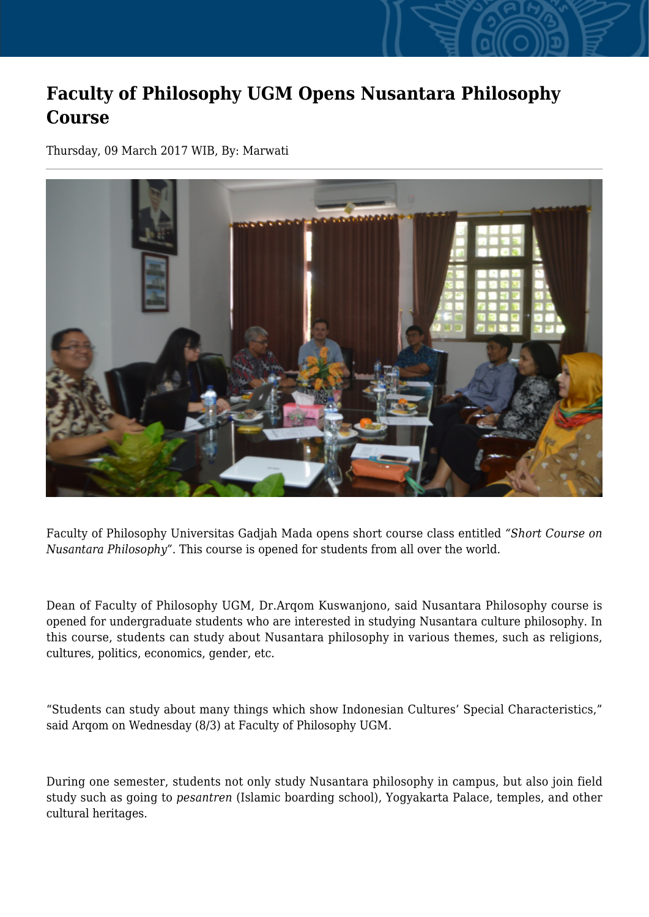# Faculty of Philosophy UGM Opens Nusantara Philosophy Course

Thursday, 09 March 2017 WIB, By: Marwati

Faculty of Philosophy Universitas Gadjah Mada opens short course class entitled *"Short Course on Nusantara Philosophy"*. This course is opened for students from all over the world.

Dean of Faculty of Philosophy UGM, Dr.Arqom Kuswanjono, said Nusantara Philosophy course is opened for undergraduate students who are interested in studying Nusantara culture philosophy. In this course, students can study about Nusantara philosophy in various themes, such as religions, cultures, politics, economics, gender, etc.

"Students can study about many things which show Indonesian Cultures' Special Characteristics," said Arqom on Wednesday (8/3) at Faculty of Philosophy UGM.

During one semester, students not only study Nusantara philosophy in campus, but also join field study such as going to *pesantren* (Islamic boarding school), Yogyakarta Palace, temples, and other cultural heritages.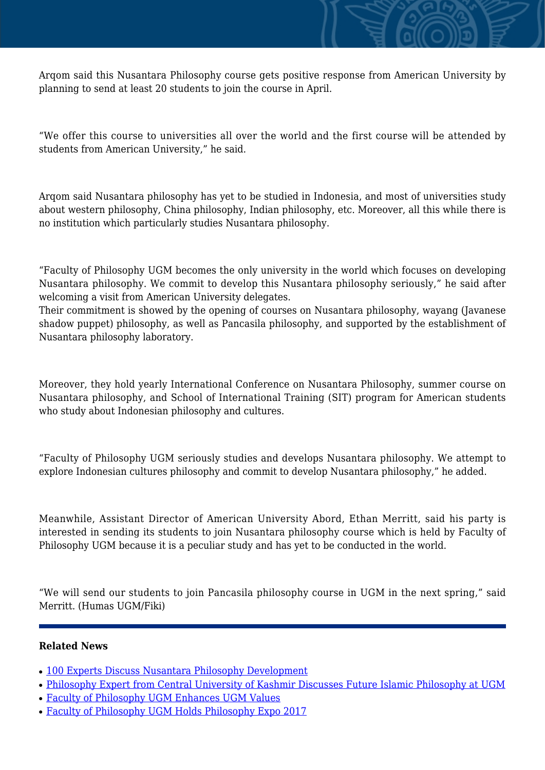Arqom said this Nusantara Philosophy course gets positive response from American University by planning to send at least 20 students to join the course in April.

“We offer this course to universities all over the world and the first course will be attended by students from American University,” he said.

Arqom said Nusantara philosophy has yet to be studied in Indonesia, and most of universities study about western philosophy, China philosophy, Indian philosophy, etc. Moreover, all this while there is no institution which particularly studies Nusantara philosophy.

“Faculty of Philosophy UGM becomes the only university in the world which focuses on developing Nusantara philosophy. We commit to develop this Nusantara philosophy seriously,” he said after welcoming a visit from American University delegates.
Their commitment is showed by the opening of courses on Nusantara philosophy, wayang (Javanese shadow puppet) philosophy, as well as Pancasila philosophy, and supported by the establishment of Nusantara philosophy laboratory.

Moreover, they hold yearly International Conference on Nusantara Philosophy, summer course on Nusantara philosophy, and School of International Training (SIT) program for American students who study about Indonesian philosophy and cultures.

“Faculty of Philosophy UGM seriously studies and develops Nusantara philosophy. We attempt to explore Indonesian cultures philosophy and commit to develop Nusantara philosophy,” he added.

Meanwhile, Assistant Director of American University Abord, Ethan Merritt, said his party is interested in sending its students to join Nusantara philosophy course which is held by Faculty of Philosophy UGM because it is a peculiar study and has yet to be conducted in the world.

“We will send our students to join Pancasila philosophy course in UGM in the next spring,” said Merritt. (Humas UGM/Fiki)

---

**Related News**

- 100 Experts Discuss Nusantara Philosophy Development
- Philosophy Expert from Central University of Kashmir Discusses Future Islamic Philosophy at UGM
- Faculty of Philosophy UGM Enhances UGM Values
- Faculty of Philosophy UGM Holds Philosophy Expo 2017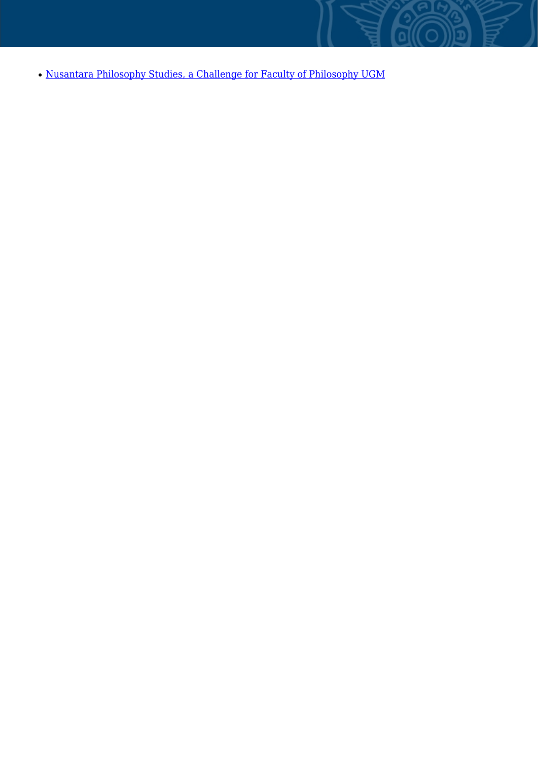- Nusantara Philosophy Studies, a Challenge for Faculty of Philosophy UGM